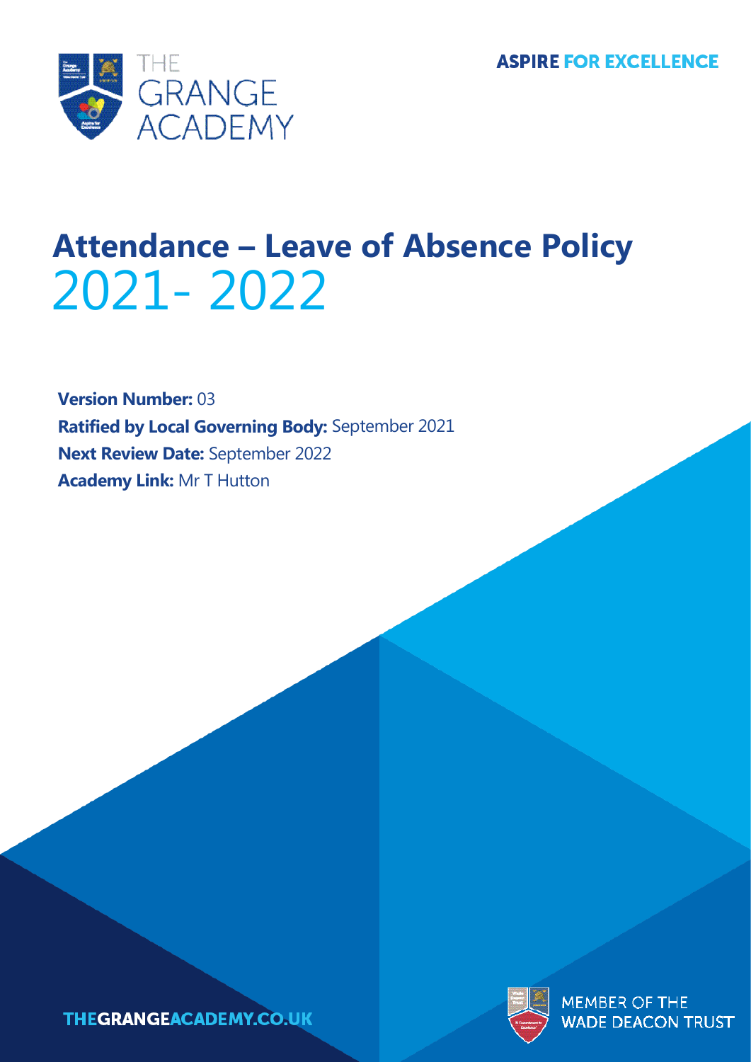THE GRANGE ACADEMY

**ASPIRE FOR EXCELLENCE**

# Attendance – Leave of Absence Policy 2021- 2022

**Version Number:** 03

**Ratified by Local Governing Body:** September 2021

**Next Review Date:** September 2022

**Academy Link:** Mr T Hutton

THEGRANGEACADEMY.CO.UK

MEMBER OF THE WADE DEACON TRUST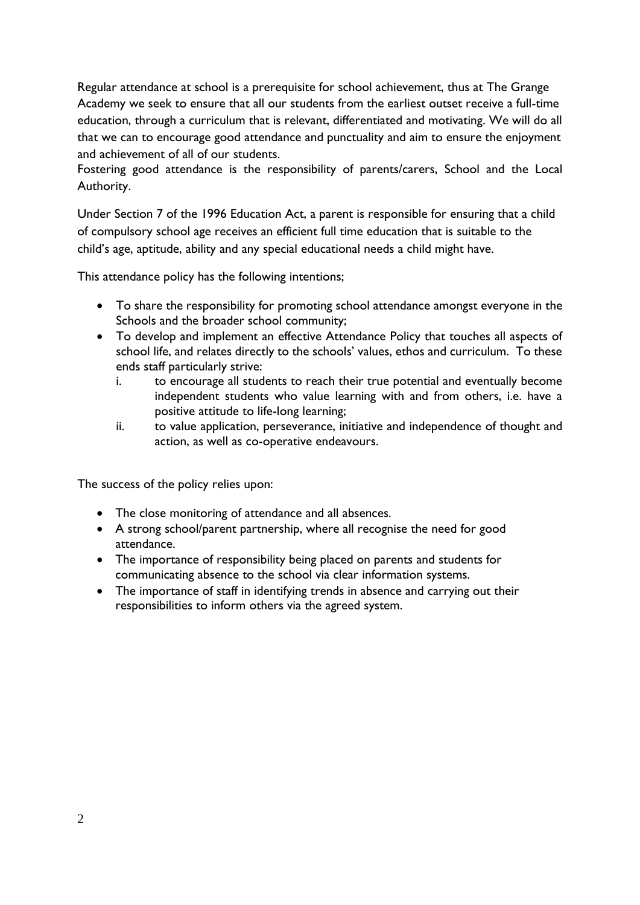Regular attendance at school is a prerequisite for school achievement, thus at The Grange Academy we seek to ensure that all our students from the earliest outset receive a full-time education, through a curriculum that is relevant, differentiated and motivating. We will do all that we can to encourage good attendance and punctuality and aim to ensure the enjoyment and achievement of all of our students.
Fostering good attendance is the responsibility of parents/carers, School and the Local Authority.

Under Section 7 of the 1996 Education Act, a parent is responsible for ensuring that a child of compulsory school age receives an efficient full time education that is suitable to the child's age, aptitude, ability and any special educational needs a child might have.

This attendance policy has the following intentions;

- To share the responsibility for promoting school attendance amongst everyone in the Schools and the broader school community;
- To develop and implement an effective Attendance Policy that touches all aspects of school life, and relates directly to the schools' values, ethos and curriculum. To these ends staff particularly strive:
  1. to encourage all students to reach their true potential and eventually become independent students who value learning with and from others, i.e. have a positive attitude to life-long learning;
  2. to value application, perseverance, initiative and independence of thought and action, as well as co-operative endeavours.

The success of the policy relies upon:

- The close monitoring of attendance and all absences.
- A strong school/parent partnership, where all recognise the need for good attendance.
- The importance of responsibility being placed on parents and students for communicating absence to the school via clear information systems.
- The importance of staff in identifying trends in absence and carrying out their responsibilities to inform others via the agreed system.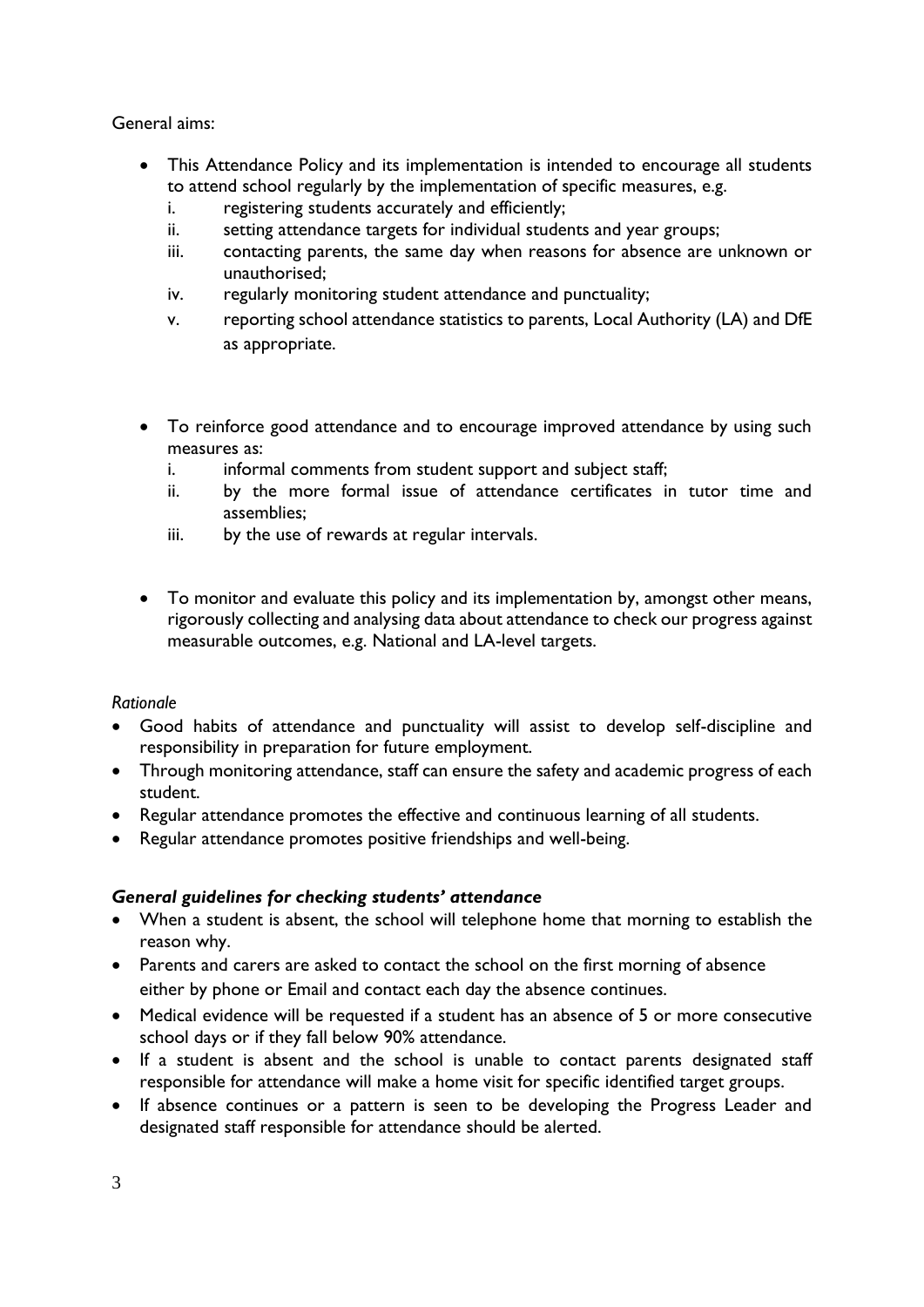General aims:

- This Attendance Policy and its implementation is intended to encourage all students to attend school regularly by the implementation of specific measures, e.g.
  i. registering students accurately and efficiently;
  ii. setting attendance targets for individual students and year groups;
  iii. contacting parents, the same day when reasons for absence are unknown or unauthorised;
  iv. regularly monitoring student attendance and punctuality;
  v. reporting school attendance statistics to parents, Local Authority (LA) and DfE as appropriate.

- To reinforce good attendance and to encourage improved attendance by using such measures as:
  i. informal comments from student support and subject staff;
  ii. by the more formal issue of attendance certificates in tutor time and assemblies;
  iii. by the use of rewards at regular intervals.

- To monitor and evaluate this policy and its implementation by, amongst other means, rigorously collecting and analysing data about attendance to check our progress against measurable outcomes, e.g. National and LA-level targets.

*Rationale*

- Good habits of attendance and punctuality will assist to develop self-discipline and responsibility in preparation for future employment.
- Through monitoring attendance, staff can ensure the safety and academic progress of each student.
- Regular attendance promotes the effective and continuous learning of all students.
- Regular attendance promotes positive friendships and well-being.

***General guidelines for checking students' attendance***

- When a student is absent, the school will telephone home that morning to establish the reason why.
- Parents and carers are asked to contact the school on the first morning of absence either by phone or Email and contact each day the absence continues.
- Medical evidence will be requested if a student has an absence of 5 or more consecutive school days or if they fall below 90% attendance.
- If a student is absent and the school is unable to contact parents designated staff responsible for attendance will make a home visit for specific identified target groups.
- If absence continues or a pattern is seen to be developing the Progress Leader and designated staff responsible for attendance should be alerted.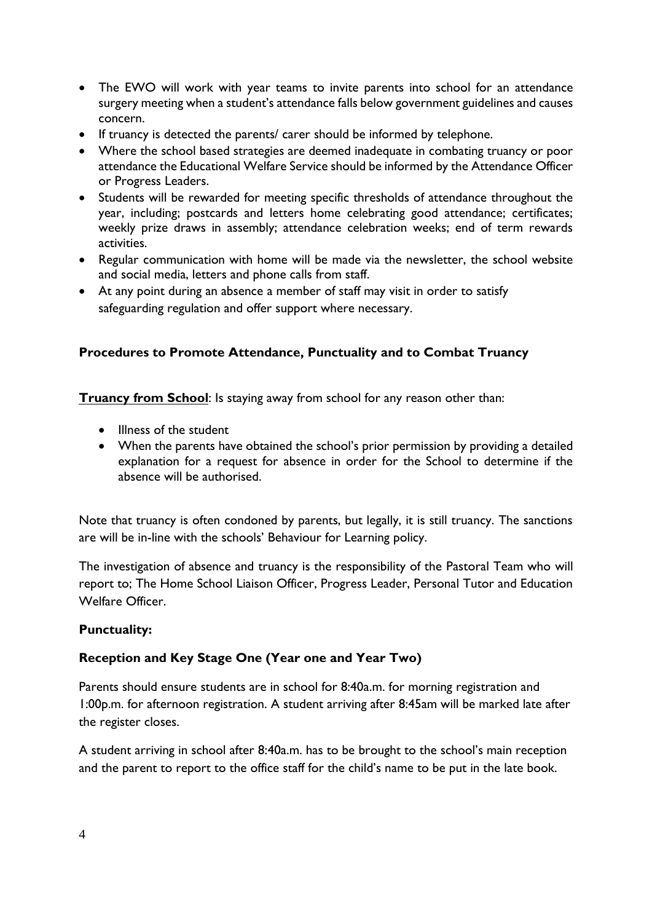- The EWO will work with year teams to invite parents into school for an attendance surgery meeting when a student's attendance falls below government guidelines and causes concern.
- If truancy is detected the parents/ carer should be informed by telephone.
- Where the school based strategies are deemed inadequate in combating truancy or poor attendance the Educational Welfare Service should be informed by the Attendance Officer or Progress Leaders.
- Students will be rewarded for meeting specific thresholds of attendance throughout the year, including; postcards and letters home celebrating good attendance; certificates; weekly prize draws in assembly; attendance celebration weeks; end of term rewards activities.
- Regular communication with home will be made via the newsletter, the school website and social media, letters and phone calls from staff.
- At any point during an absence a member of staff may visit in order to satisfy safeguarding regulation and offer support where necessary.

**Procedures to Promote Attendance, Punctuality and to Combat Truancy**

**Truancy from School**: Is staying away from school for any reason other than:

- Illness of the student
- When the parents have obtained the school's prior permission by providing a detailed explanation for a request for absence in order for the School to determine if the absence will be authorised.

Note that truancy is often condoned by parents, but legally, it is still truancy. The sanctions are will be in-line with the schools' Behaviour for Learning policy.

The investigation of absence and truancy is the responsibility of the Pastoral Team who will report to; The Home School Liaison Officer, Progress Leader, Personal Tutor and Education Welfare Officer.

**Punctuality:**

**Reception and Key Stage One (Year one and Year Two)**

Parents should ensure students are in school for 8:40a.m. for morning registration and 1:00p.m. for afternoon registration. A student arriving after 8:45am will be marked late after the register closes.

A student arriving in school after 8:40a.m. has to be brought to the school's main reception and the parent to report to the office staff for the child's name to be put in the late book.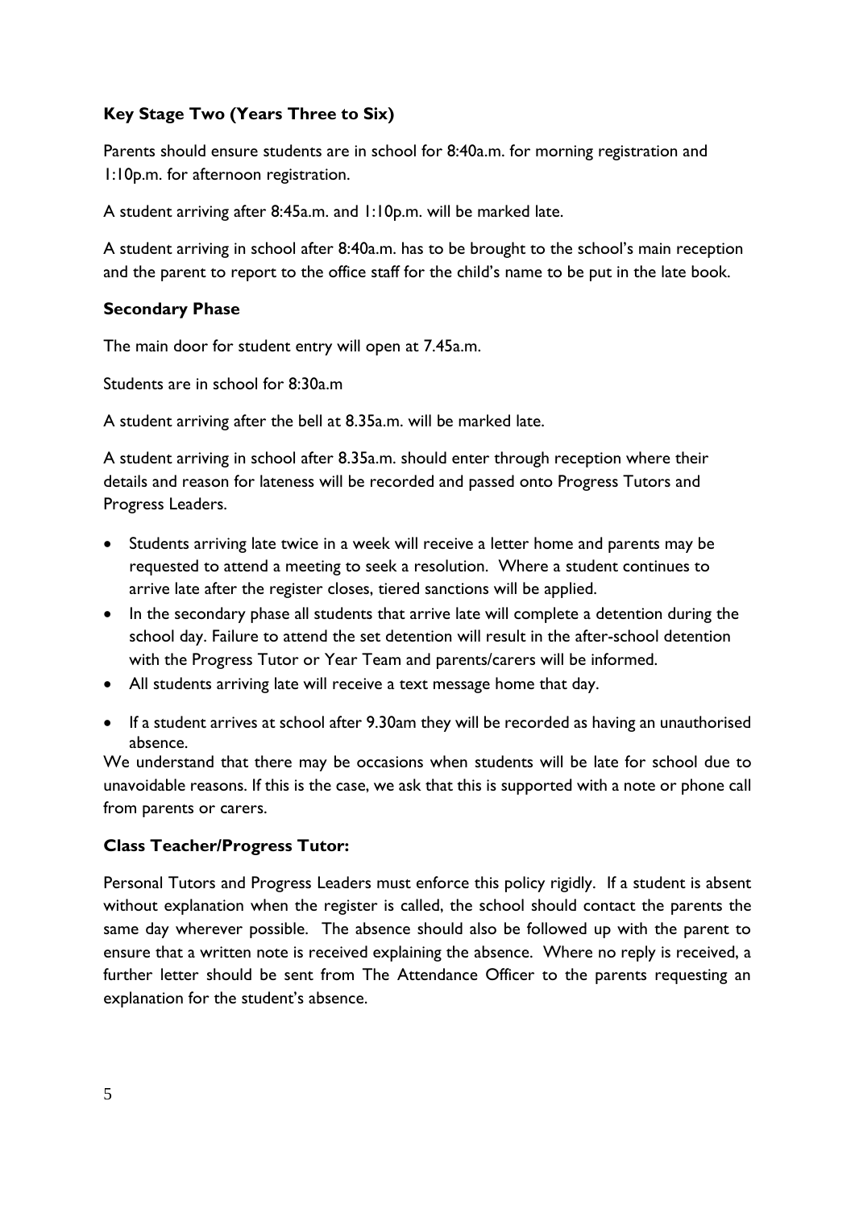### Key Stage Two (Years Three to Six)

Parents should ensure students are in school for 8:40a.m. for morning registration and 1:10p.m. for afternoon registration.

A student arriving after 8:45a.m. and 1:10p.m. will be marked late.

A student arriving in school after 8:40a.m. has to be brought to the school's main reception and the parent to report to the office staff for the child's name to be put in the late book.

### Secondary Phase

The main door for student entry will open at 7.45a.m.

Students are in school for 8:30a.m

A student arriving after the bell at 8.35a.m. will be marked late.

A student arriving in school after 8.35a.m. should enter through reception where their details and reason for lateness will be recorded and passed onto Progress Tutors and Progress Leaders.

- Students arriving late twice in a week will receive a letter home and parents may be requested to attend a meeting to seek a resolution. Where a student continues to arrive late after the register closes, tiered sanctions will be applied.
- In the secondary phase all students that arrive late will complete a detention during the school day. Failure to attend the set detention will result in the after-school detention with the Progress Tutor or Year Team and parents/carers will be informed.
- All students arriving late will receive a text message home that day.
- If a student arrives at school after 9.30am they will be recorded as having an unauthorised absence.

We understand that there may be occasions when students will be late for school due to unavoidable reasons. If this is the case, we ask that this is supported with a note or phone call from parents or carers.

### Class Teacher/Progress Tutor:

Personal Tutors and Progress Leaders must enforce this policy rigidly. If a student is absent without explanation when the register is called, the school should contact the parents the same day wherever possible. The absence should also be followed up with the parent to ensure that a written note is received explaining the absence. Where no reply is received, a further letter should be sent from The Attendance Officer to the parents requesting an explanation for the student's absence.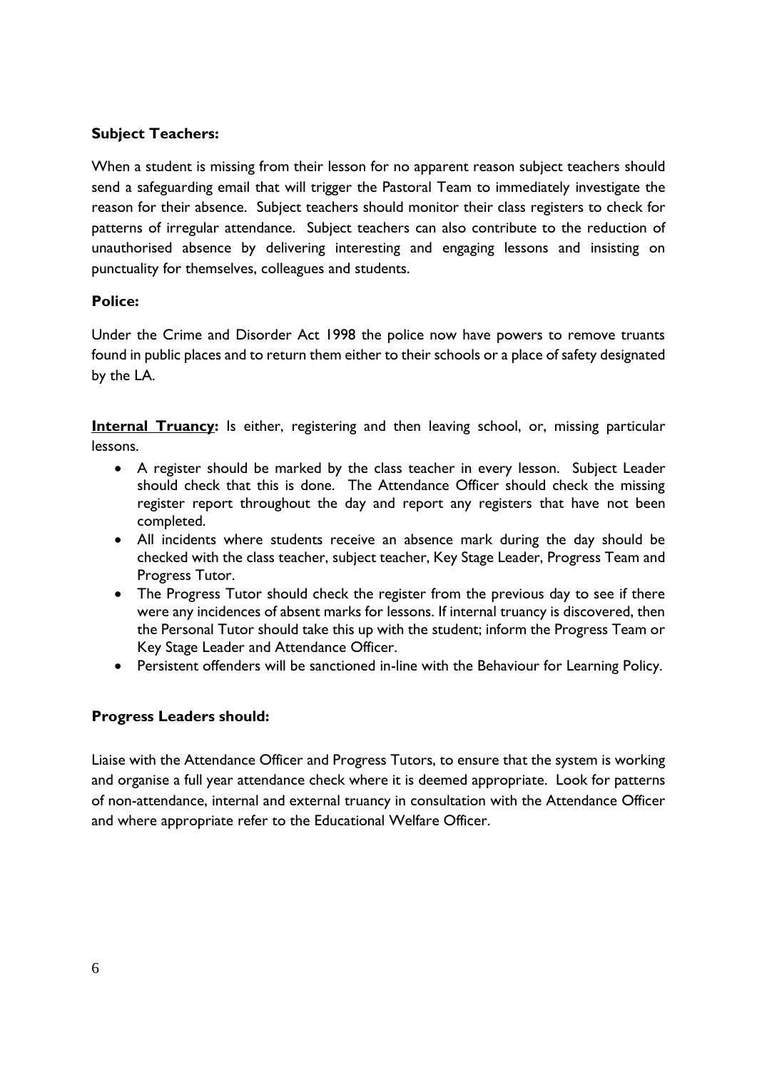**Subject Teachers:**

When a student is missing from their lesson for no apparent reason subject teachers should send a safeguarding email that will trigger the Pastoral Team to immediately investigate the reason for their absence. Subject teachers should monitor their class registers to check for patterns of irregular attendance. Subject teachers can also contribute to the reduction of unauthorised absence by delivering interesting and engaging lessons and insisting on punctuality for themselves, colleagues and students.

**Police:**

Under the Crime and Disorder Act 1998 the police now have powers to remove truants found in public places and to return them either to their schools or a place of safety designated by the LA.

**Internal Truancy:** Is either, registering and then leaving school, or, missing particular lessons.

- A register should be marked by the class teacher in every lesson. Subject Leader should check that this is done. The Attendance Officer should check the missing register report throughout the day and report any registers that have not been completed.
- All incidents where students receive an absence mark during the day should be checked with the class teacher, subject teacher, Key Stage Leader, Progress Team and Progress Tutor.
- The Progress Tutor should check the register from the previous day to see if there were any incidences of absent marks for lessons. If internal truancy is discovered, then the Personal Tutor should take this up with the student; inform the Progress Team or Key Stage Leader and Attendance Officer.
- Persistent offenders will be sanctioned in-line with the Behaviour for Learning Policy.

**Progress Leaders should:**

Liaise with the Attendance Officer and Progress Tutors, to ensure that the system is working and organise a full year attendance check where it is deemed appropriate. Look for patterns of non-attendance, internal and external truancy in consultation with the Attendance Officer and where appropriate refer to the Educational Welfare Officer.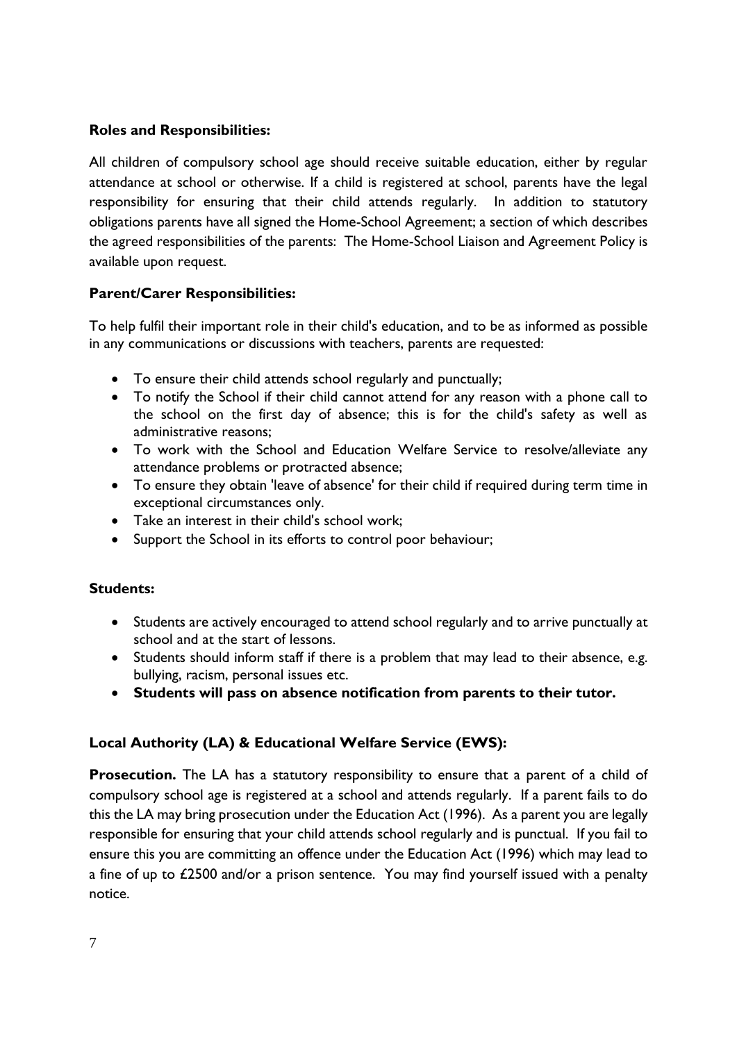**Roles and Responsibilities:**

All children of compulsory school age should receive suitable education, either by regular attendance at school or otherwise. If a child is registered at school, parents have the legal responsibility for ensuring that their child attends regularly. In addition to statutory obligations parents have all signed the Home-School Agreement; a section of which describes the agreed responsibilities of the parents: The Home-School Liaison and Agreement Policy is available upon request.

**Parent/Carer Responsibilities:**

To help fulfil their important role in their child's education, and to be as informed as possible in any communications or discussions with teachers, parents are requested:

- To ensure their child attends school regularly and punctually;
- To notify the School if their child cannot attend for any reason with a phone call to the school on the first day of absence; this is for the child's safety as well as administrative reasons;
- To work with the School and Education Welfare Service to resolve/alleviate any attendance problems or protracted absence;
- To ensure they obtain 'leave of absence' for their child if required during term time in exceptional circumstances only.
- Take an interest in their child's school work;
- Support the School in its efforts to control poor behaviour;

**Students:**

- Students are actively encouraged to attend school regularly and to arrive punctually at school and at the start of lessons.
- Students should inform staff if there is a problem that may lead to their absence, e.g. bullying, racism, personal issues etc.
- **Students will pass on absence notification from parents to their tutor.**

**Local Authority (LA) & Educational Welfare Service (EWS):**

**Prosecution.** The LA has a statutory responsibility to ensure that a parent of a child of compulsory school age is registered at a school and attends regularly. If a parent fails to do this the LA may bring prosecution under the Education Act (1996). As a parent you are legally responsible for ensuring that your child attends school regularly and is punctual. If you fail to ensure this you are committing an offence under the Education Act (1996) which may lead to a fine of up to £2500 and/or a prison sentence. You may find yourself issued with a penalty notice.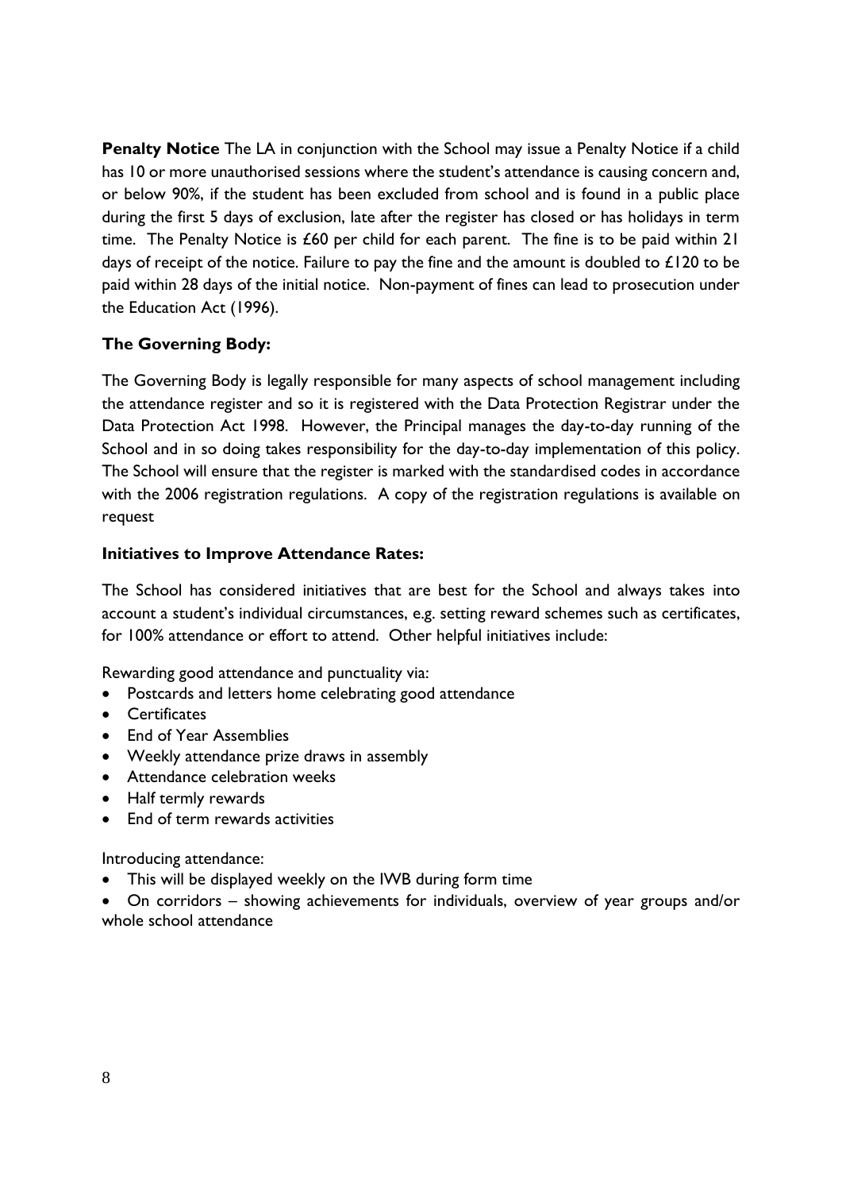**Penalty Notice** The LA in conjunction with the School may issue a Penalty Notice if a child has 10 or more unauthorised sessions where the student's attendance is causing concern and, or below 90%, if the student has been excluded from school and is found in a public place during the first 5 days of exclusion, late after the register has closed or has holidays in term time. The Penalty Notice is £60 per child for each parent. The fine is to be paid within 21 days of receipt of the notice. Failure to pay the fine and the amount is doubled to £120 to be paid within 28 days of the initial notice. Non-payment of fines can lead to prosecution under the Education Act (1996).

**The Governing Body:**

The Governing Body is legally responsible for many aspects of school management including the attendance register and so it is registered with the Data Protection Registrar under the Data Protection Act 1998. However, the Principal manages the day-to-day running of the School and in so doing takes responsibility for the day-to-day implementation of this policy. The School will ensure that the register is marked with the standardised codes in accordance with the 2006 registration regulations. A copy of the registration regulations is available on request

**Initiatives to Improve Attendance Rates:**

The School has considered initiatives that are best for the School and always takes into account a student's individual circumstances, e.g. setting reward schemes such as certificates, for 100% attendance or effort to attend. Other helpful initiatives include:

Rewarding good attendance and punctuality via:

- Postcards and letters home celebrating good attendance
- Certificates
- End of Year Assemblies
- Weekly attendance prize draws in assembly
- Attendance celebration weeks
- Half termly rewards
- End of term rewards activities

Introducing attendance:

- This will be displayed weekly on the IWB during form time
- On corridors – showing achievements for individuals, overview of year groups and/or whole school attendance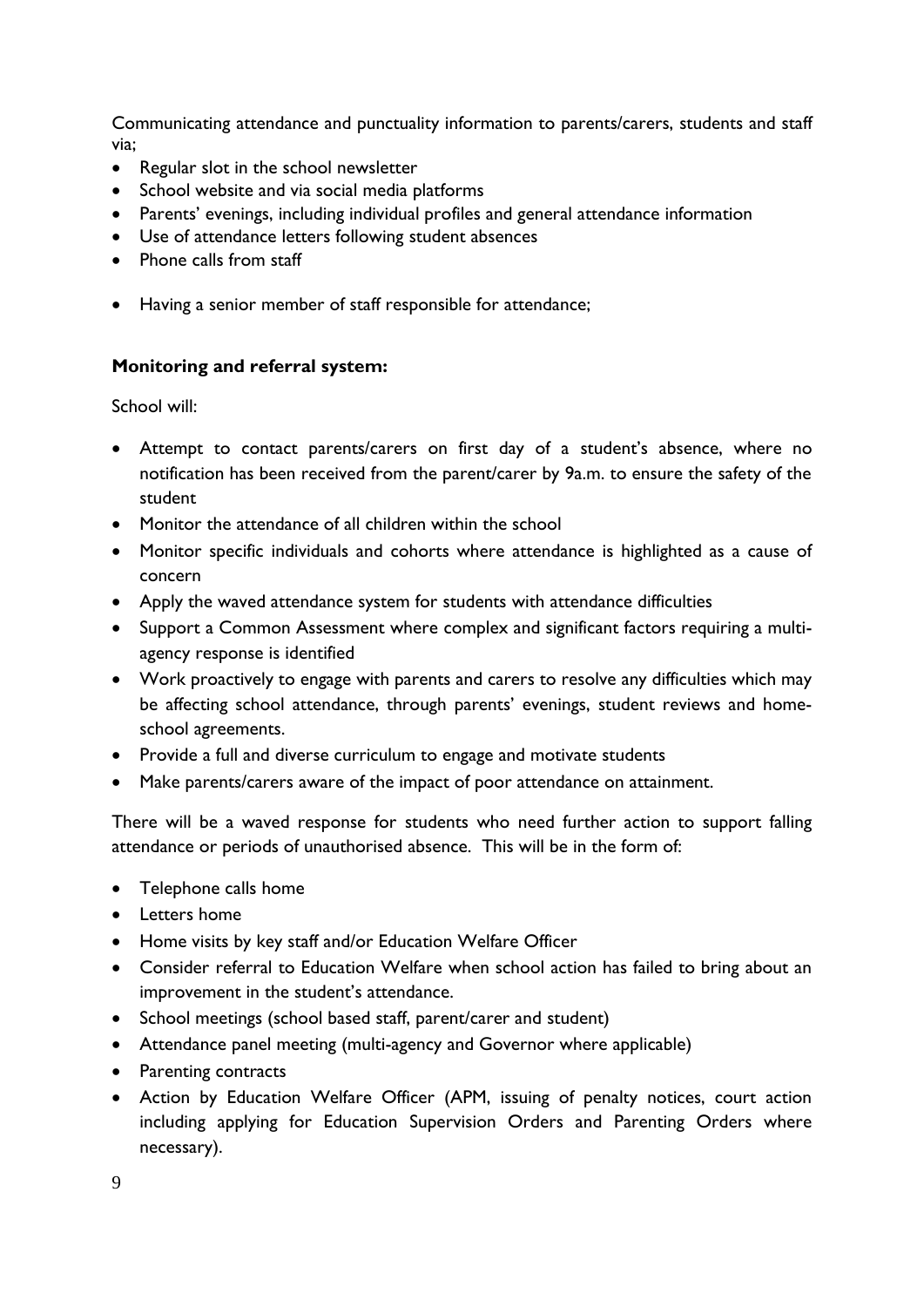Communicating attendance and punctuality information to parents/carers, students and staff via;

- Regular slot in the school newsletter
- School website and via social media platforms
- Parents' evenings, including individual profiles and general attendance information
- Use of attendance letters following student absences
- Phone calls from staff

- Having a senior member of staff responsible for attendance;

**Monitoring and referral system:**

School will:

- Attempt to contact parents/carers on first day of a student's absence, where no notification has been received from the parent/carer by 9a.m. to ensure the safety of the student
- Monitor the attendance of all children within the school
- Monitor specific individuals and cohorts where attendance is highlighted as a cause of concern
- Apply the waved attendance system for students with attendance difficulties
- Support a Common Assessment where complex and significant factors requiring a multi-agency response is identified
- Work proactively to engage with parents and carers to resolve any difficulties which may be affecting school attendance, through parents' evenings, student reviews and home-school agreements.
- Provide a full and diverse curriculum to engage and motivate students
- Make parents/carers aware of the impact of poor attendance on attainment.

There will be a waved response for students who need further action to support falling attendance or periods of unauthorised absence. This will be in the form of:

- Telephone calls home
- Letters home
- Home visits by key staff and/or Education Welfare Officer
- Consider referral to Education Welfare when school action has failed to bring about an improvement in the student's attendance.
- School meetings (school based staff, parent/carer and student)
- Attendance panel meeting (multi-agency and Governor where applicable)
- Parenting contracts
- Action by Education Welfare Officer (APM, issuing of penalty notices, court action including applying for Education Supervision Orders and Parenting Orders where necessary).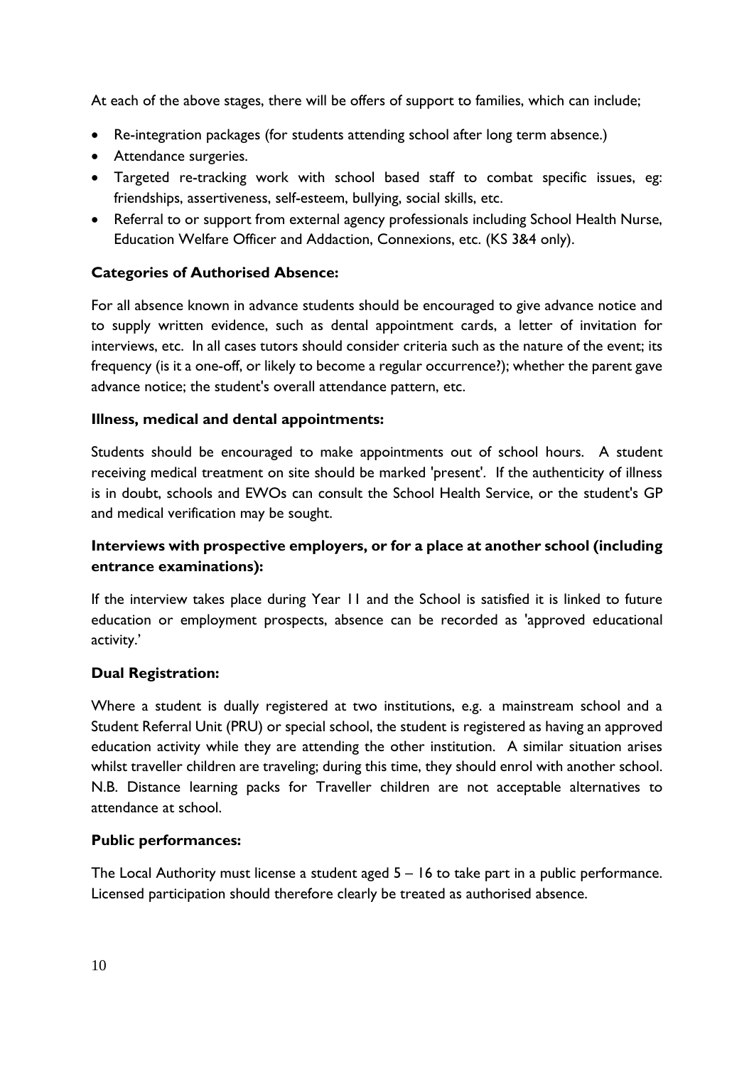At each of the above stages, there will be offers of support to families, which can include;

- Re-integration packages (for students attending school after long term absence.)
- Attendance surgeries.
- Targeted re-tracking work with school based staff to combat specific issues, eg: friendships, assertiveness, self-esteem, bullying, social skills, etc.
- Referral to or support from external agency professionals including School Health Nurse, Education Welfare Officer and Addaction, Connexions, etc. (KS 3&4 only).

**Categories of Authorised Absence:**

For all absence known in advance students should be encouraged to give advance notice and to supply written evidence, such as dental appointment cards, a letter of invitation for interviews, etc. In all cases tutors should consider criteria such as the nature of the event; its frequency (is it a one-off, or likely to become a regular occurrence?); whether the parent gave advance notice; the student's overall attendance pattern, etc.

**Illness, medical and dental appointments:**

Students should be encouraged to make appointments out of school hours. A student receiving medical treatment on site should be marked 'present'. If the authenticity of illness is in doubt, schools and EWOs can consult the School Health Service, or the student's GP and medical verification may be sought.

**Interviews with prospective employers, or for a place at another school (including entrance examinations):**

If the interview takes place during Year 11 and the School is satisfied it is linked to future education or employment prospects, absence can be recorded as 'approved educational activity.'

**Dual Registration:**

Where a student is dually registered at two institutions, e.g. a mainstream school and a Student Referral Unit (PRU) or special school, the student is registered as having an approved education activity while they are attending the other institution. A similar situation arises whilst traveller children are traveling; during this time, they should enrol with another school. N.B. Distance learning packs for Traveller children are not acceptable alternatives to attendance at school.

**Public performances:**

The Local Authority must license a student aged 5 – 16 to take part in a public performance. Licensed participation should therefore clearly be treated as authorised absence.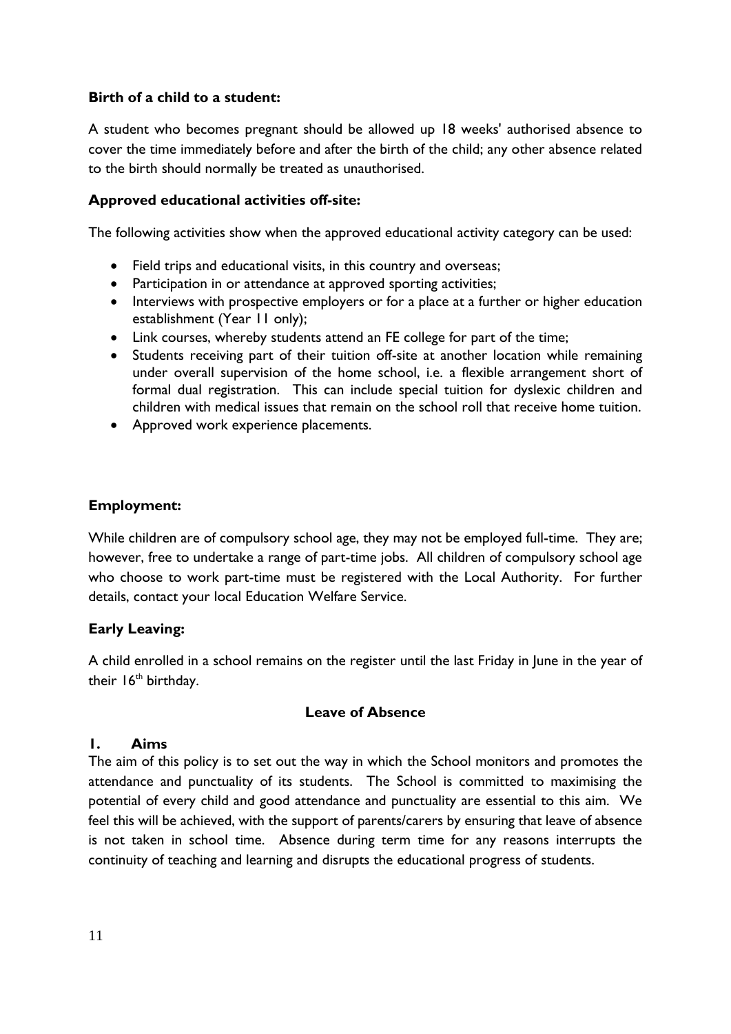**Birth of a child to a student:**

A student who becomes pregnant should be allowed up 18 weeks' authorised absence to cover the time immediately before and after the birth of the child; any other absence related to the birth should normally be treated as unauthorised.

**Approved educational activities off-site:**

The following activities show when the approved educational activity category can be used:

- Field trips and educational visits, in this country and overseas;
- Participation in or attendance at approved sporting activities;
- Interviews with prospective employers or for a place at a further or higher education establishment (Year 11 only);
- Link courses, whereby students attend an FE college for part of the time;
- Students receiving part of their tuition off-site at another location while remaining under overall supervision of the home school, i.e. a flexible arrangement short of formal dual registration. This can include special tuition for dyslexic children and children with medical issues that remain on the school roll that receive home tuition.
- Approved work experience placements.

**Employment:**

While children are of compulsory school age, they may not be employed full-time. They are; however, free to undertake a range of part-time jobs. All children of compulsory school age who choose to work part-time must be registered with the Local Authority. For further details, contact your local Education Welfare Service.

**Early Leaving:**

A child enrolled in a school remains on the register until the last Friday in June in the year of their 16th birthday.

## Leave of Absence

### 1. Aims

The aim of this policy is to set out the way in which the School monitors and promotes the attendance and punctuality of its students. The School is committed to maximising the potential of every child and good attendance and punctuality are essential to this aim. We feel this will be achieved, with the support of parents/carers by ensuring that leave of absence is not taken in school time. Absence during term time for any reasons interrupts the continuity of teaching and learning and disrupts the educational progress of students.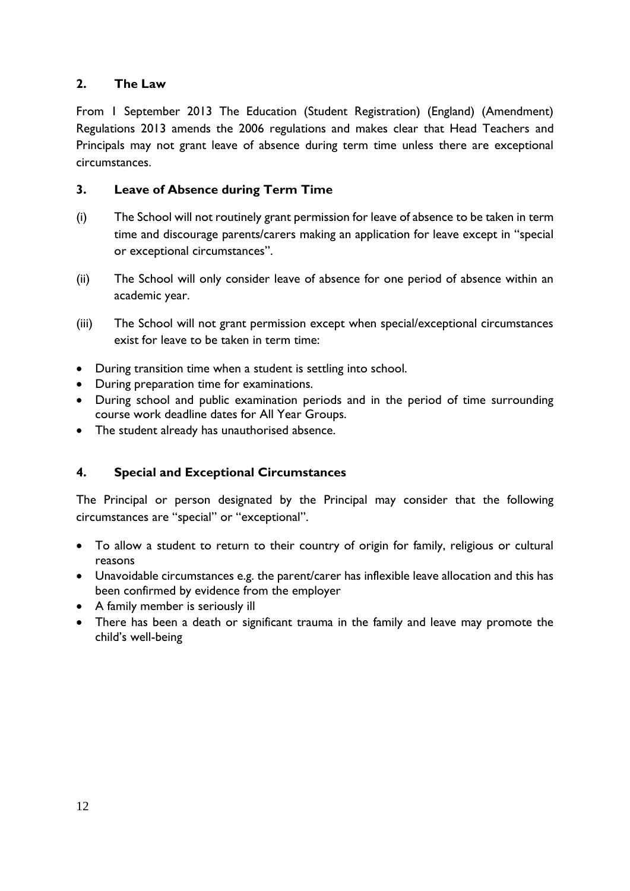## 2. The Law

From 1 September 2013 The Education (Student Registration) (England) (Amendment) Regulations 2013 amends the 2006 regulations and makes clear that Head Teachers and Principals may not grant leave of absence during term time unless there are exceptional circumstances.

## 3. Leave of Absence during Term Time

(i) The School will not routinely grant permission for leave of absence to be taken in term time and discourage parents/carers making an application for leave except in "special or exceptional circumstances".

(ii) The School will only consider leave of absence for one period of absence within an academic year.

(iii) The School will not grant permission except when special/exceptional circumstances exist for leave to be taken in term time:

- During transition time when a student is settling into school.
- During preparation time for examinations.
- During school and public examination periods and in the period of time surrounding course work deadline dates for All Year Groups.
- The student already has unauthorised absence.

## 4. Special and Exceptional Circumstances

The Principal or person designated by the Principal may consider that the following circumstances are "special" or "exceptional".

- To allow a student to return to their country of origin for family, religious or cultural reasons
- Unavoidable circumstances e.g. the parent/carer has inflexible leave allocation and this has been confirmed by evidence from the employer
- A family member is seriously ill
- There has been a death or significant trauma in the family and leave may promote the child's well-being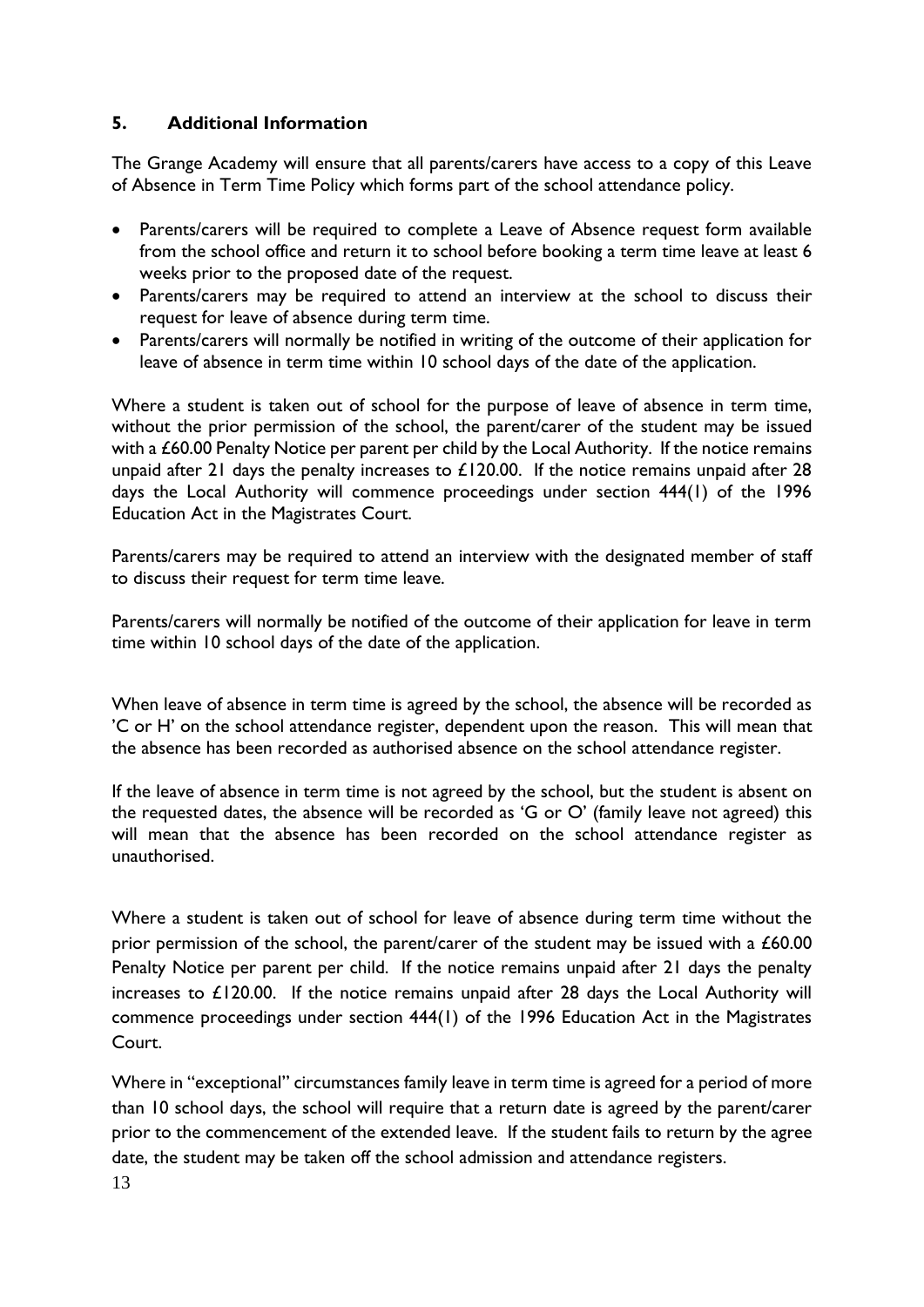## 5. Additional Information

The Grange Academy will ensure that all parents/carers have access to a copy of this Leave of Absence in Term Time Policy which forms part of the school attendance policy.

- Parents/carers will be required to complete a Leave of Absence request form available from the school office and return it to school before booking a term time leave at least 6 weeks prior to the proposed date of the request.
- Parents/carers may be required to attend an interview at the school to discuss their request for leave of absence during term time.
- Parents/carers will normally be notified in writing of the outcome of their application for leave of absence in term time within 10 school days of the date of the application.

Where a student is taken out of school for the purpose of leave of absence in term time, without the prior permission of the school, the parent/carer of the student may be issued with a £60.00 Penalty Notice per parent per child by the Local Authority. If the notice remains unpaid after 21 days the penalty increases to £120.00. If the notice remains unpaid after 28 days the Local Authority will commence proceedings under section 444(1) of the 1996 Education Act in the Magistrates Court.

Parents/carers may be required to attend an interview with the designated member of staff to discuss their request for term time leave.

Parents/carers will normally be notified of the outcome of their application for leave in term time within 10 school days of the date of the application.

When leave of absence in term time is agreed by the school, the absence will be recorded as 'C or H' on the school attendance register, dependent upon the reason. This will mean that the absence has been recorded as authorised absence on the school attendance register.

If the leave of absence in term time is not agreed by the school, but the student is absent on the requested dates, the absence will be recorded as 'G or O' (family leave not agreed) this will mean that the absence has been recorded on the school attendance register as unauthorised.

Where a student is taken out of school for leave of absence during term time without the prior permission of the school, the parent/carer of the student may be issued with a £60.00 Penalty Notice per parent per child. If the notice remains unpaid after 21 days the penalty increases to £120.00. If the notice remains unpaid after 28 days the Local Authority will commence proceedings under section 444(1) of the 1996 Education Act in the Magistrates Court.

Where in "exceptional" circumstances family leave in term time is agreed for a period of more than 10 school days, the school will require that a return date is agreed by the parent/carer prior to the commencement of the extended leave. If the student fails to return by the agree date, the student may be taken off the school admission and attendance registers.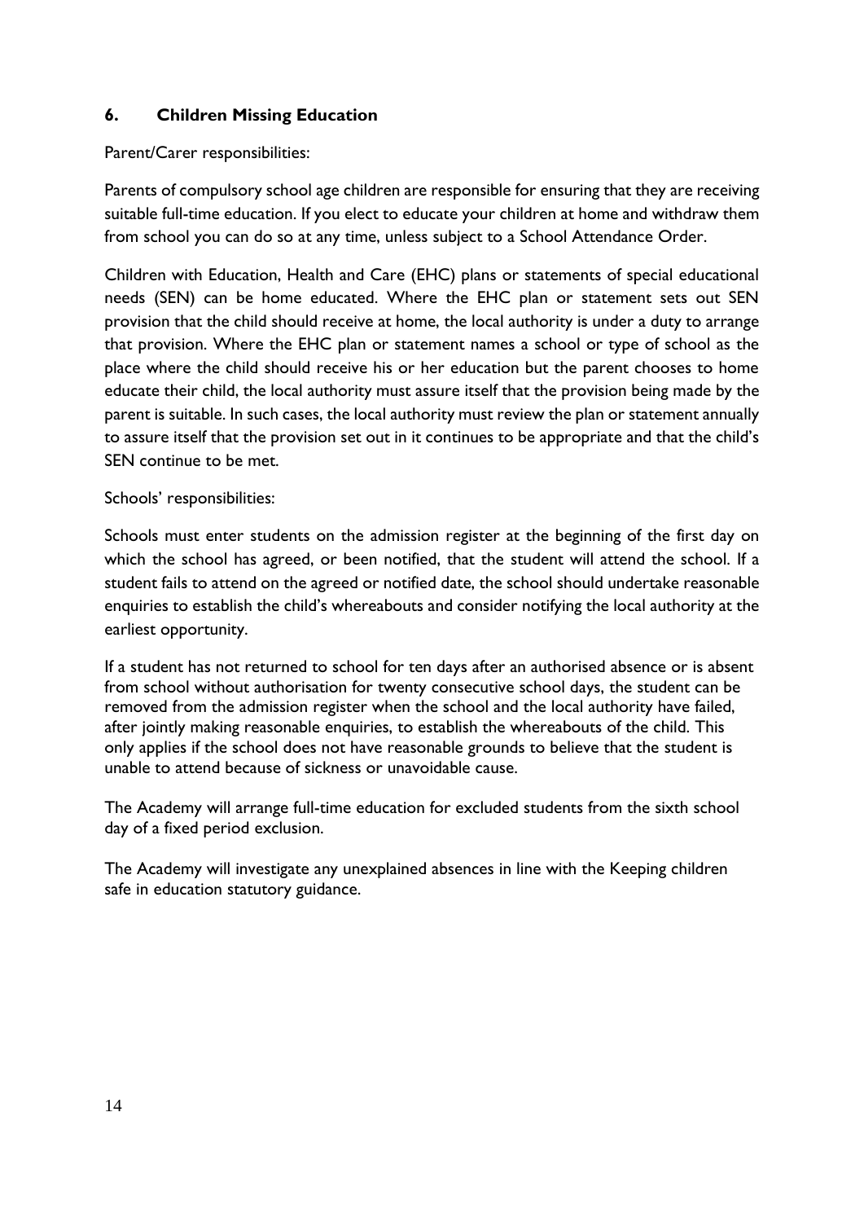## 6. Children Missing Education

Parent/Carer responsibilities:

Parents of compulsory school age children are responsible for ensuring that they are receiving suitable full-time education. If you elect to educate your children at home and withdraw them from school you can do so at any time, unless subject to a School Attendance Order.

Children with Education, Health and Care (EHC) plans or statements of special educational needs (SEN) can be home educated. Where the EHC plan or statement sets out SEN provision that the child should receive at home, the local authority is under a duty to arrange that provision. Where the EHC plan or statement names a school or type of school as the place where the child should receive his or her education but the parent chooses to home educate their child, the local authority must assure itself that the provision being made by the parent is suitable. In such cases, the local authority must review the plan or statement annually to assure itself that the provision set out in it continues to be appropriate and that the child's SEN continue to be met.

Schools' responsibilities:

Schools must enter students on the admission register at the beginning of the first day on which the school has agreed, or been notified, that the student will attend the school. If a student fails to attend on the agreed or notified date, the school should undertake reasonable enquiries to establish the child's whereabouts and consider notifying the local authority at the earliest opportunity.

If a student has not returned to school for ten days after an authorised absence or is absent from school without authorisation for twenty consecutive school days, the student can be removed from the admission register when the school and the local authority have failed, after jointly making reasonable enquiries, to establish the whereabouts of the child. This only applies if the school does not have reasonable grounds to believe that the student is unable to attend because of sickness or unavoidable cause.

The Academy will arrange full-time education for excluded students from the sixth school day of a fixed period exclusion.

The Academy will investigate any unexplained absences in line with the Keeping children safe in education statutory guidance.